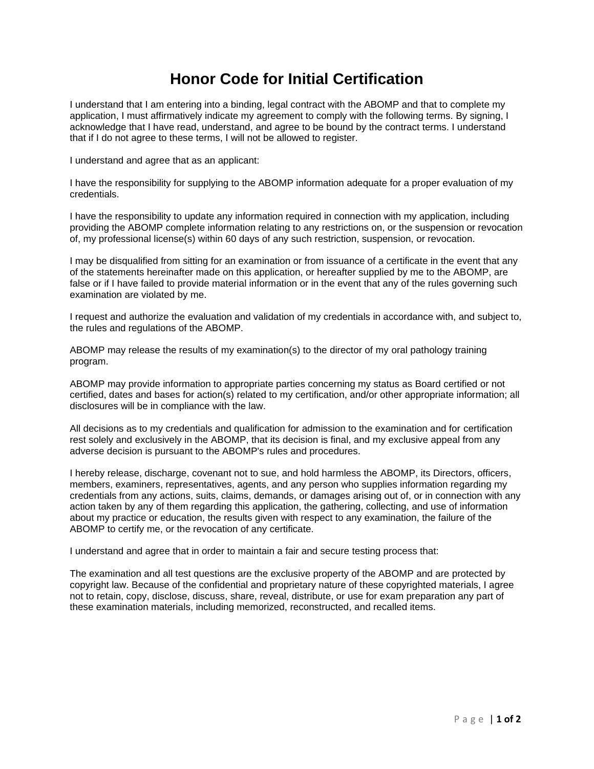# Honor Code for Initial Certification

I understand that I am entering into a binding, legal contract with the ABOMP and that to complete my application, I must affirmatively indicate my agreement to comply with the following terms. By signing, I acknowledge that I have read, understand, and agree to be bound by the contract terms. I understand that if I do not agree to these terms, I will not be allowed to register.

I understand and agree that as an applicant:

I have the responsibility for supplying to the ABOMP information adequate for a proper evaluation of my credentials.

I have the responsibility to update any information required in connection with my application, including providing the ABOMP complete information relating to any restrictions on, or the suspension or revocation of, my professional license(s) within 60 days of any such restriction, suspension, or revocation.

I may be disqualified from sitting for an examination or from issuance of a certificate in the event that any of the statements hereinafter made on this application, or hereafter supplied by me to the ABOMP, are false or if I have failed to provide material information or in the event that any of the rules governing such examination are violated by me.

I request and authorize the evaluation and validation of my credentials in accordance with, and subject to, the rules and regulations of the ABOMP.

ABOMP may release the results of my examination(s) to the director of my oral pathology training program.

ABOMP may provide information to appropriate parties concerning my status as Board certified or not certified, dates and bases for action(s) related to my certification, and/or other appropriate information; all disclosures will be in compliance with the law.

All decisions as to my credentials and qualification for admission to the examination and for certification rest solely and exclusively in the ABOMP, that its decision is final, and my exclusive appeal from any adverse decision is pursuant to the ABOMP's rules and procedures.

I hereby release, discharge, covenant not to sue, and hold harmless the ABOMP, its Directors, officers, members, examiners, representatives, agents, and any person who supplies information regarding my credentials from any actions, suits, claims, demands, or damages arising out of, or in connection with any action taken by any of them regarding this application, the gathering, collecting, and use of information about my practice or education, the results given with respect to any examination, the failure of the ABOMP to certify me, or the revocation of any certificate.

I understand and agree that in order to maintain a fair and secure testing process that:

The examination and all test questions are the exclusive property of the ABOMP and are protected by copyright law. Because of the confidential and proprietary nature of these copyrighted materials, I agree not to retain, copy, disclose, discuss, share, reveal, distribute, or use for exam preparation any part of these examination materials, including memorized, reconstructed, and recalled items.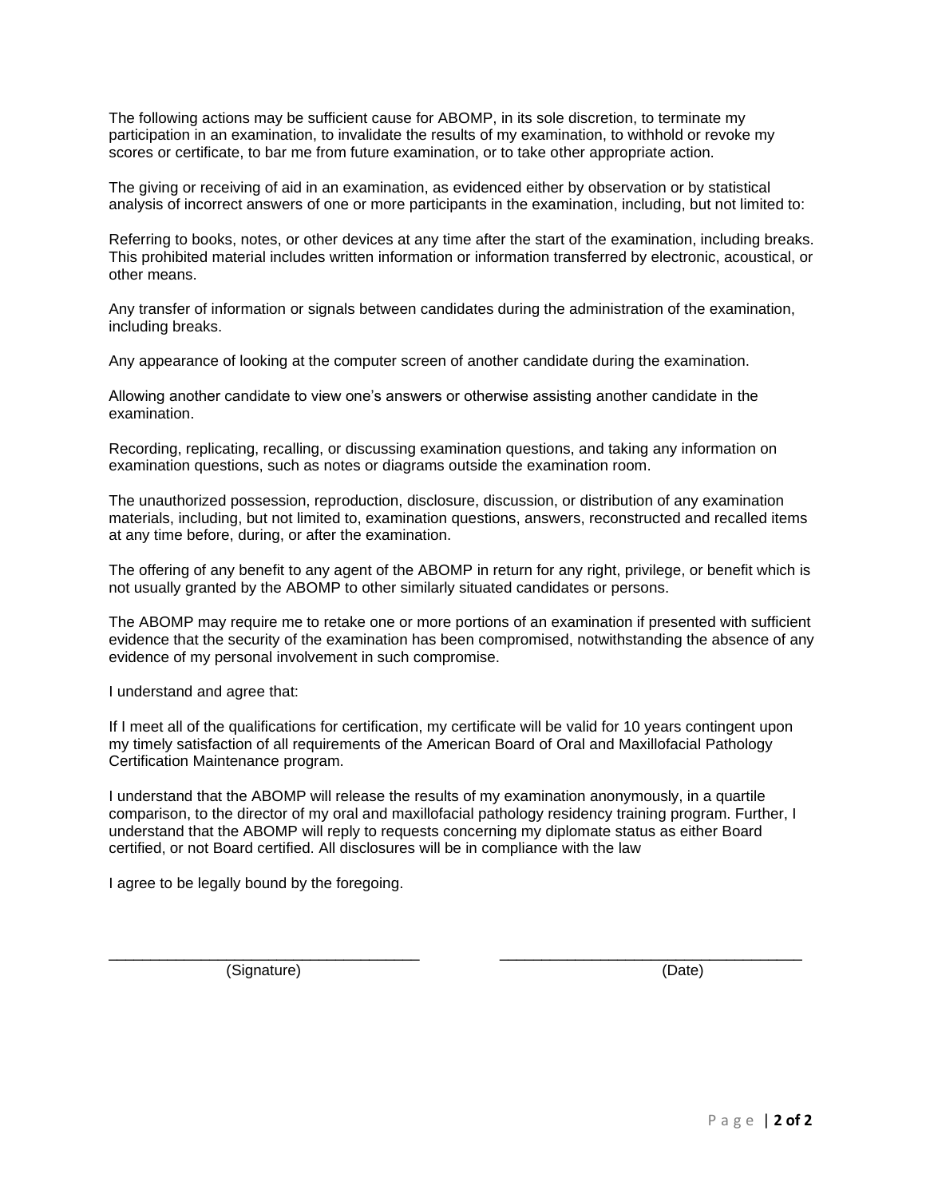The following actions may be sufficient cause for ABOMP, in its sole discretion, to terminate my participation in an examination, to invalidate the results of my examination, to withhold or revoke my scores or certificate, to bar me from future examination, or to take other appropriate action.

The giving or receiving of aid in an examination, as evidenced either by observation or by statistical analysis of incorrect answers of one or more participants in the examination, including, but not limited to:

Referring to books, notes, or other devices at any time after the start of the examination, including breaks. This prohibited material includes written information or information transferred by electronic, acoustical, or other means.

Any transfer of information or signals between candidates during the administration of the examination, including breaks.

Any appearance of looking at the computer screen of another candidate during the examination.

Allowing another candidate to view one's answers or otherwise assisting another candidate in the examination.

Recording, replicating, recalling, or discussing examination questions, and taking any information on examination questions, such as notes or diagrams outside the examination room.

The unauthorized possession, reproduction, disclosure, discussion, or distribution of any examination materials, including, but not limited to, examination questions, answers, reconstructed and recalled items at any time before, during, or after the examination.

The offering of any benefit to any agent of the ABOMP in return for any right, privilege, or benefit which is not usually granted by the ABOMP to other similarly situated candidates or persons.

The ABOMP may require me to retake one or more portions of an examination if presented with sufficient evidence that the security of the examination has been compromised, notwithstanding the absence of any evidence of my personal involvement in such compromise.

I understand and agree that:

If I meet all of the qualifications for certification, my certificate will be valid for 10 years contingent upon my timely satisfaction of all requirements of the American Board of Oral and Maxillofacial Pathology Certification Maintenance program.

I understand that the ABOMP will release the results of my examination anonymously, in a quartile comparison, to the director of my oral and maxillofacial pathology residency training program. Further, I understand that the ABOMP will reply to requests concerning my diplomate status as either Board certified, or not Board certified. All disclosures will be in compliance with the law

I agree to be legally bound by the foregoing.

_____________________________________ (Signature)

_____________________________________ (Date)